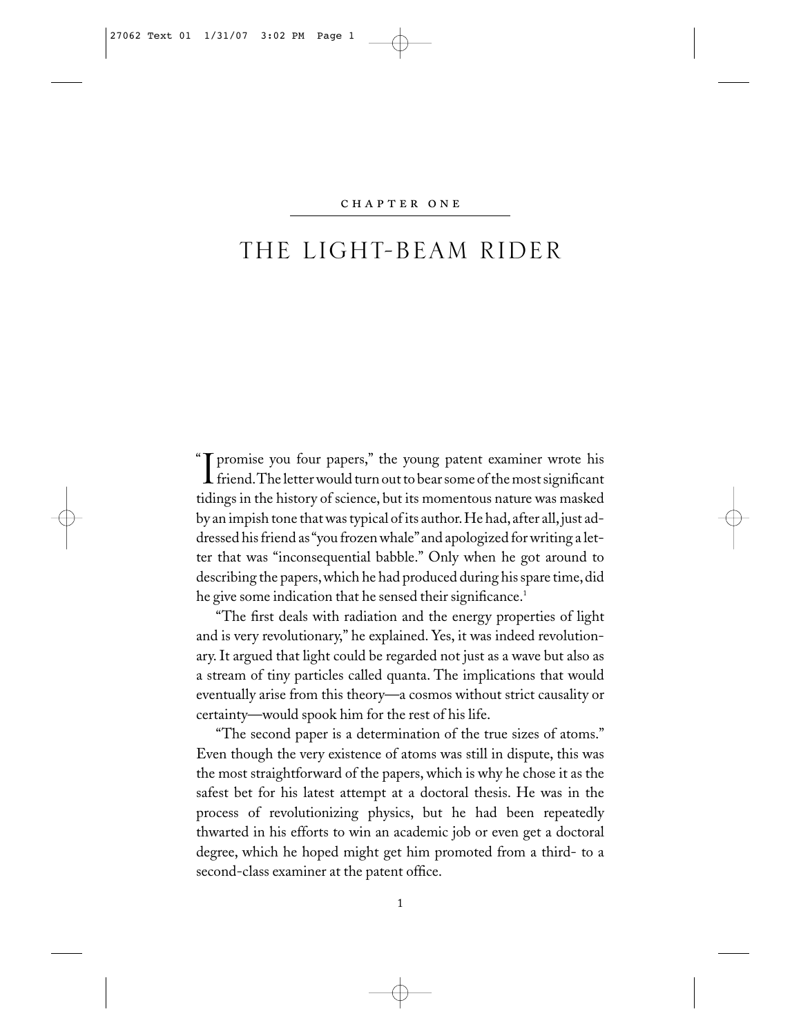CHAPTER ONE

# THE LIGHT-BEAM RIDER

"I promise you four papers," the young patent examiner wrote his friend. The letter would turn out to bear some of the most significant tidings in the history of science, but its momentous nature was masked by an impish tone that was typical of its author. He had, after all, just addressed his friend as "you frozen whale" and apologized for writing a letter that was "inconsequential babble." Only when he got around to describing the papers, which he had produced during his spare time, did he give some indication that he sensed their significance.[1]

"The first deals with radiation and the energy properties of light and is very revolutionary," he explained. Yes, it was indeed revolutionary. It argued that light could be regarded not just as a wave but also as a stream of tiny particles called quanta. The implications that would eventually arise from this theory—a cosmos without strict causality or certainty—would spook him for the rest of his life.

"The second paper is a determination of the true sizes of atoms." Even though the very existence of atoms was still in dispute, this was the most straightforward of the papers, which is why he chose it as the safest bet for his latest attempt at a doctoral thesis. He was in the process of revolutionizing physics, but he had been repeatedly thwarted in his efforts to win an academic job or even get a doctoral degree, which he hoped might get him promoted from a third- to a second-class examiner at the patent office.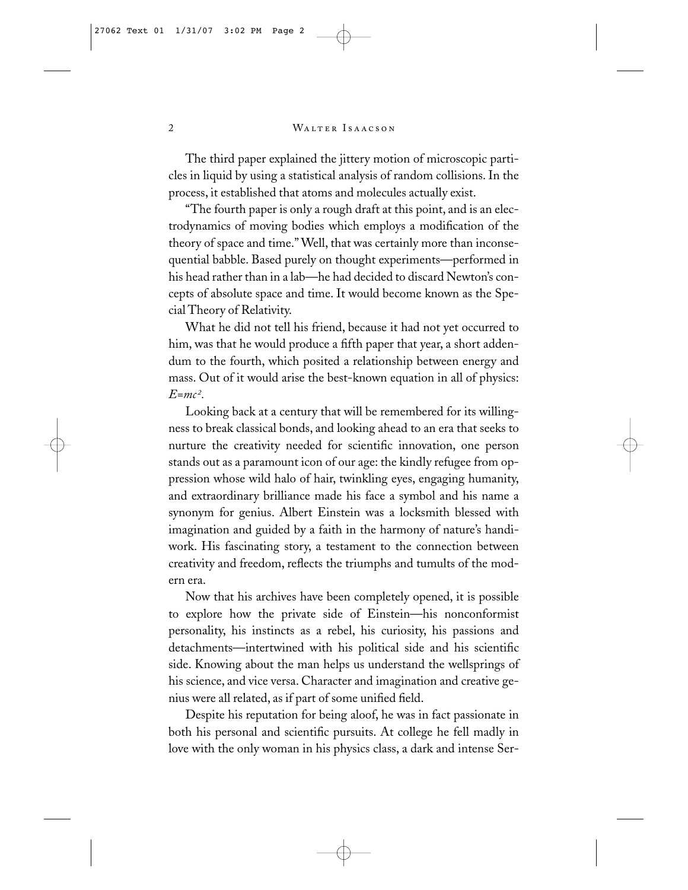The third paper explained the jittery motion of microscopic particles in liquid by using a statistical analysis of random collisions. In the process, it established that atoms and molecules actually exist.

"The fourth paper is only a rough draft at this point, and is an electrodynamics of moving bodies which employs a modification of the theory of space and time." Well, that was certainly more than inconsequential babble. Based purely on thought experiments—performed in his head rather than in a lab—he had decided to discard Newton's concepts of absolute space and time. It would become known as the Special Theory of Relativity.

What he did not tell his friend, because it had not yet occurred to him, was that he would produce a fifth paper that year, a short addendum to the fourth, which posited a relationship between energy and mass. Out of it would arise the best-known equation in all of physics: $E=mc^2$.

Looking back at a century that will be remembered for its willingness to break classical bonds, and looking ahead to an era that seeks to nurture the creativity needed for scientific innovation, one person stands out as a paramount icon of our age: the kindly refugee from oppression whose wild halo of hair, twinkling eyes, engaging humanity, and extraordinary brilliance made his face a symbol and his name a synonym for genius. Albert Einstein was a locksmith blessed with imagination and guided by a faith in the harmony of nature's handiwork. His fascinating story, a testament to the connection between creativity and freedom, reflects the triumphs and tumults of the modern era.

Now that his archives have been completely opened, it is possible to explore how the private side of Einstein—his nonconformist personality, his instincts as a rebel, his curiosity, his passions and detachments—intertwined with his political side and his scientific side. Knowing about the man helps us understand the wellsprings of his science, and vice versa. Character and imagination and creative genius were all related, as if part of some unified field.

Despite his reputation for being aloof, he was in fact passionate in both his personal and scientific pursuits. At college he fell madly in love with the only woman in his physics class, a dark and intense Ser-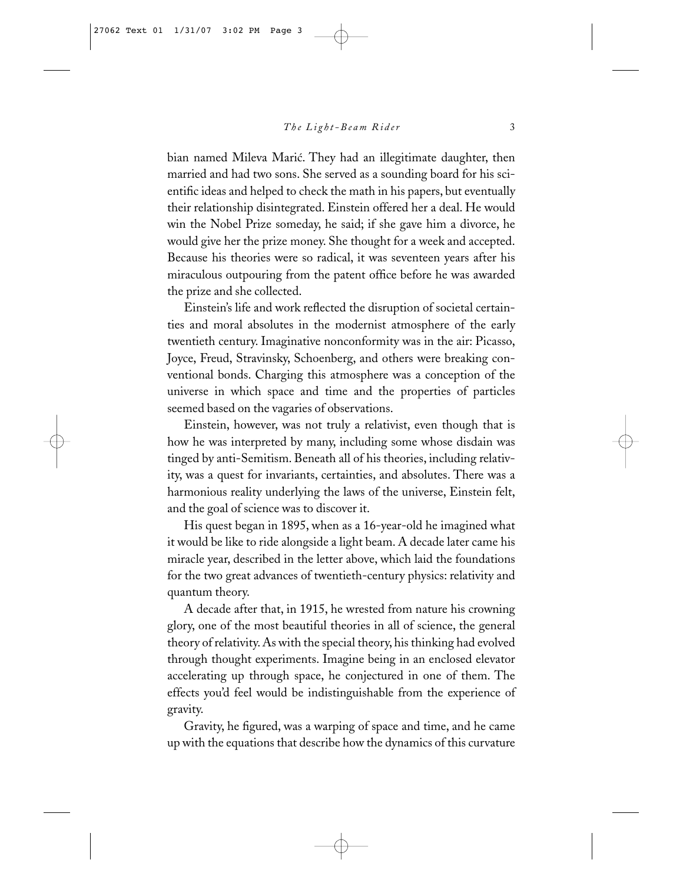bian named Mileva Marić. They had an illegitimate daughter, then married and had two sons. She served as a sounding board for his scientific ideas and helped to check the math in his papers, but eventually their relationship disintegrated. Einstein offered her a deal. He would win the Nobel Prize someday, he said; if she gave him a divorce, he would give her the prize money. She thought for a week and accepted. Because his theories were so radical, it was seventeen years after his miraculous outpouring from the patent office before he was awarded the prize and she collected.

Einstein's life and work reflected the disruption of societal certainties and moral absolutes in the modernist atmosphere of the early twentieth century. Imaginative nonconformity was in the air: Picasso, Joyce, Freud, Stravinsky, Schoenberg, and others were breaking conventional bonds. Charging this atmosphere was a conception of the universe in which space and time and the properties of particles seemed based on the vagaries of observations.

Einstein, however, was not truly a relativist, even though that is how he was interpreted by many, including some whose disdain was tinged by anti-Semitism. Beneath all of his theories, including relativity, was a quest for invariants, certainties, and absolutes. There was a harmonious reality underlying the laws of the universe, Einstein felt, and the goal of science was to discover it.

His quest began in 1895, when as a 16-year-old he imagined what it would be like to ride alongside a light beam. A decade later came his miracle year, described in the letter above, which laid the foundations for the two great advances of twentieth-century physics: relativity and quantum theory.

A decade after that, in 1915, he wrested from nature his crowning glory, one of the most beautiful theories in all of science, the general theory of relativity. As with the special theory, his thinking had evolved through thought experiments. Imagine being in an enclosed elevator accelerating up through space, he conjectured in one of them. The effects you'd feel would be indistinguishable from the experience of gravity.

Gravity, he figured, was a warping of space and time, and he came up with the equations that describe how the dynamics of this curvature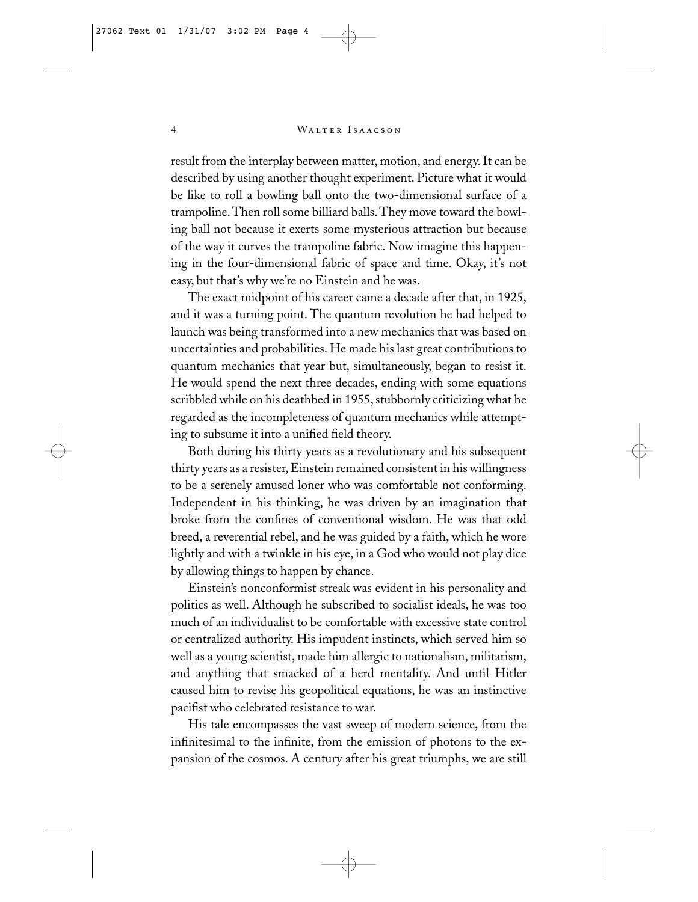result from the interplay between matter, motion, and energy. It can be described by using another thought experiment. Picture what it would be like to roll a bowling ball onto the two-dimensional surface of a trampoline. Then roll some billiard balls. They move toward the bowling ball not because it exerts some mysterious attraction but because of the way it curves the trampoline fabric. Now imagine this happening in the four-dimensional fabric of space and time. Okay, it's not easy, but that's why we're no Einstein and he was.

The exact midpoint of his career came a decade after that, in 1925, and it was a turning point. The quantum revolution he had helped to launch was being transformed into a new mechanics that was based on uncertainties and probabilities. He made his last great contributions to quantum mechanics that year but, simultaneously, began to resist it. He would spend the next three decades, ending with some equations scribbled while on his deathbed in 1955, stubbornly criticizing what he regarded as the incompleteness of quantum mechanics while attempting to subsume it into a unified field theory.

Both during his thirty years as a revolutionary and his subsequent thirty years as a resister, Einstein remained consistent in his willingness to be a serenely amused loner who was comfortable not conforming. Independent in his thinking, he was driven by an imagination that broke from the confines of conventional wisdom. He was that odd breed, a reverential rebel, and he was guided by a faith, which he wore lightly and with a twinkle in his eye, in a God who would not play dice by allowing things to happen by chance.

Einstein's nonconformist streak was evident in his personality and politics as well. Although he subscribed to socialist ideals, he was too much of an individualist to be comfortable with excessive state control or centralized authority. His impudent instincts, which served him so well as a young scientist, made him allergic to nationalism, militarism, and anything that smacked of a herd mentality. And until Hitler caused him to revise his geopolitical equations, he was an instinctive pacifist who celebrated resistance to war.

His tale encompasses the vast sweep of modern science, from the infinitesimal to the infinite, from the emission of photons to the expansion of the cosmos. A century after his great triumphs, we are still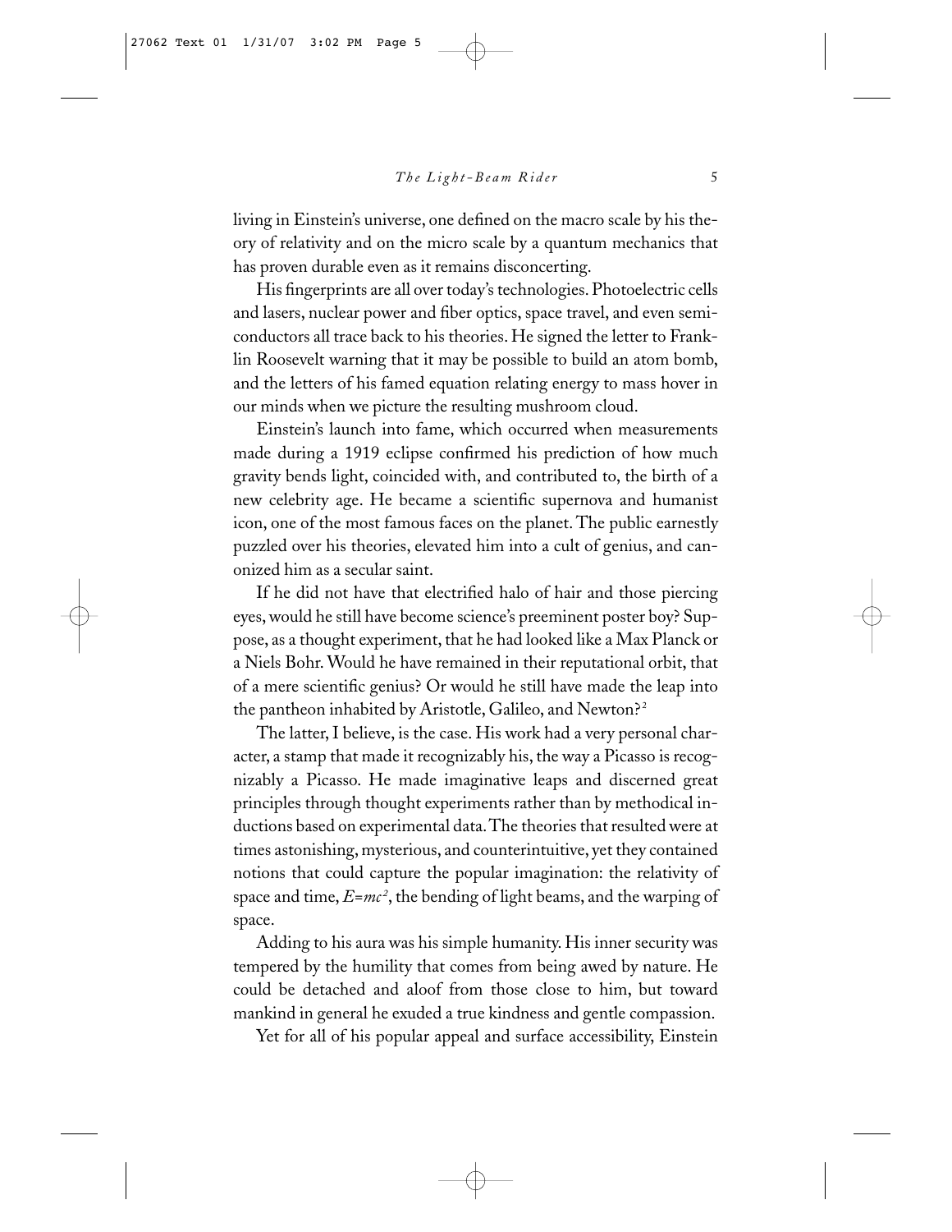living in Einstein's universe, one defined on the macro scale by his theory of relativity and on the micro scale by a quantum mechanics that has proven durable even as it remains disconcerting.

His fingerprints are all over today's technologies. Photoelectric cells and lasers, nuclear power and fiber optics, space travel, and even semiconductors all trace back to his theories. He signed the letter to Franklin Roosevelt warning that it may be possible to build an atom bomb, and the letters of his famed equation relating energy to mass hover in our minds when we picture the resulting mushroom cloud.

Einstein's launch into fame, which occurred when measurements made during a 1919 eclipse confirmed his prediction of how much gravity bends light, coincided with, and contributed to, the birth of a new celebrity age. He became a scientific supernova and humanist icon, one of the most famous faces on the planet. The public earnestly puzzled over his theories, elevated him into a cult of genius, and canonized him as a secular saint.

If he did not have that electrified halo of hair and those piercing eyes, would he still have become science's preeminent poster boy? Suppose, as a thought experiment, that he had looked like a Max Planck or a Niels Bohr. Would he have remained in their reputational orbit, that of a mere scientific genius? Or would he still have made the leap into the pantheon inhabited by Aristotle, Galileo, and Newton?[2]

The latter, I believe, is the case. His work had a very personal character, a stamp that made it recognizably his, the way a Picasso is recognizably a Picasso. He made imaginative leaps and discerned great principles through thought experiments rather than by methodical inductions based on experimental data. The theories that resulted were at times astonishing, mysterious, and counterintuitive, yet they contained notions that could capture the popular imagination: the relativity of space and time, $E=mc^2$, the bending of light beams, and the warping of space.

Adding to his aura was his simple humanity. His inner security was tempered by the humility that comes from being awed by nature. He could be detached and aloof from those close to him, but toward mankind in general he exuded a true kindness and gentle compassion.

Yet for all of his popular appeal and surface accessibility, Einstein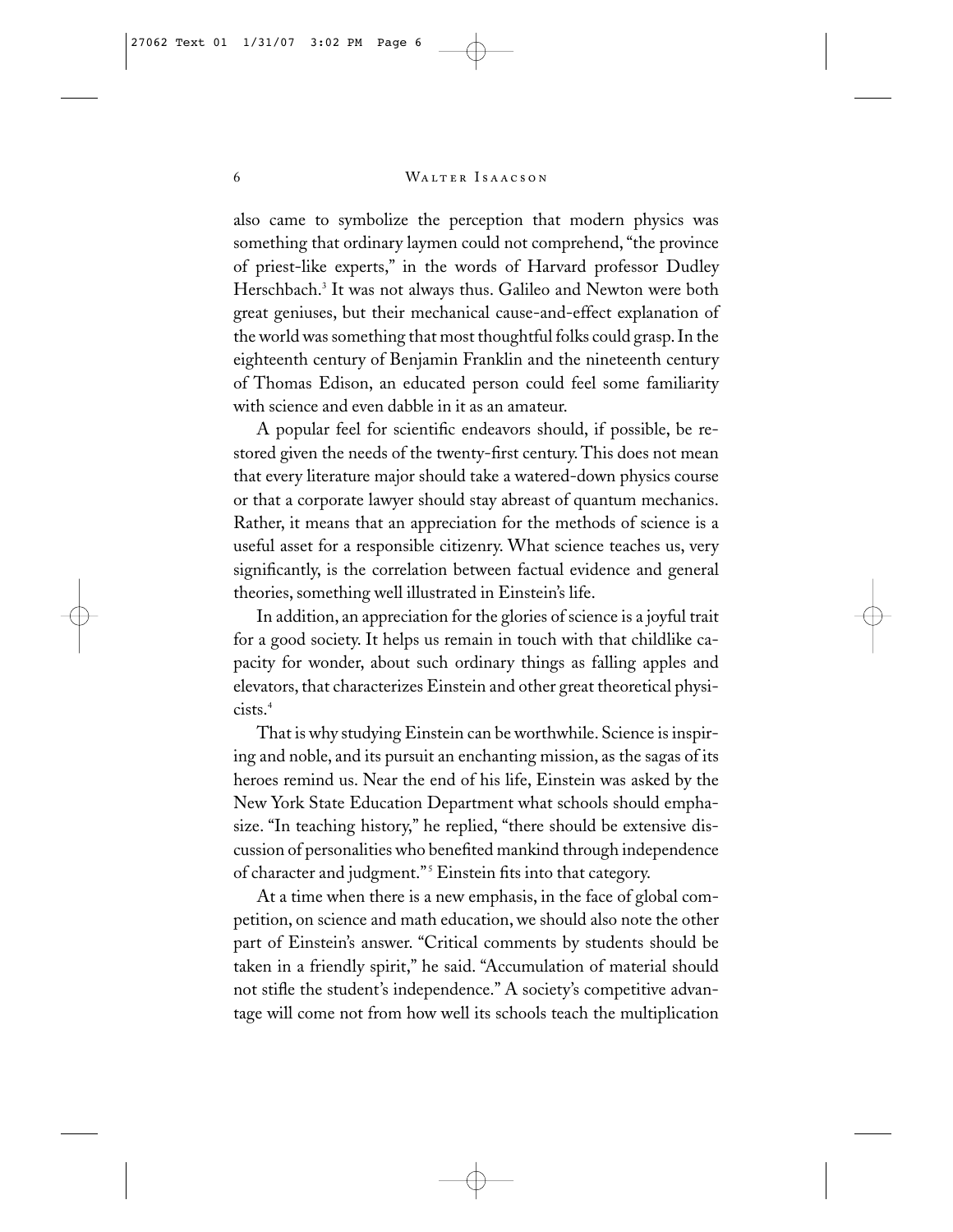also came to symbolize the perception that modern physics was something that ordinary laymen could not comprehend, "the province of priest-like experts," in the words of Harvard professor Dudley Herschbach.[3] It was not always thus. Galileo and Newton were both great geniuses, but their mechanical cause-and-effect explanation of the world was something that most thoughtful folks could grasp. In the eighteenth century of Benjamin Franklin and the nineteenth century of Thomas Edison, an educated person could feel some familiarity with science and even dabble in it as an amateur.

A popular feel for scientific endeavors should, if possible, be restored given the needs of the twenty-first century. This does not mean that every literature major should take a watered-down physics course or that a corporate lawyer should stay abreast of quantum mechanics. Rather, it means that an appreciation for the methods of science is a useful asset for a responsible citizenry. What science teaches us, very significantly, is the correlation between factual evidence and general theories, something well illustrated in Einstein's life.

In addition, an appreciation for the glories of science is a joyful trait for a good society. It helps us remain in touch with that childlike capacity for wonder, about such ordinary things as falling apples and elevators, that characterizes Einstein and other great theoretical physicists.[4]

That is why studying Einstein can be worthwhile. Science is inspiring and noble, and its pursuit an enchanting mission, as the sagas of its heroes remind us. Near the end of his life, Einstein was asked by the New York State Education Department what schools should emphasize. "In teaching history," he replied, "there should be extensive discussion of personalities who benefited mankind through independence of character and judgment."[5] Einstein fits into that category.

At a time when there is a new emphasis, in the face of global competition, on science and math education, we should also note the other part of Einstein's answer. "Critical comments by students should be taken in a friendly spirit," he said. "Accumulation of material should not stifle the student's independence." A society's competitive advantage will come not from how well its schools teach the multiplication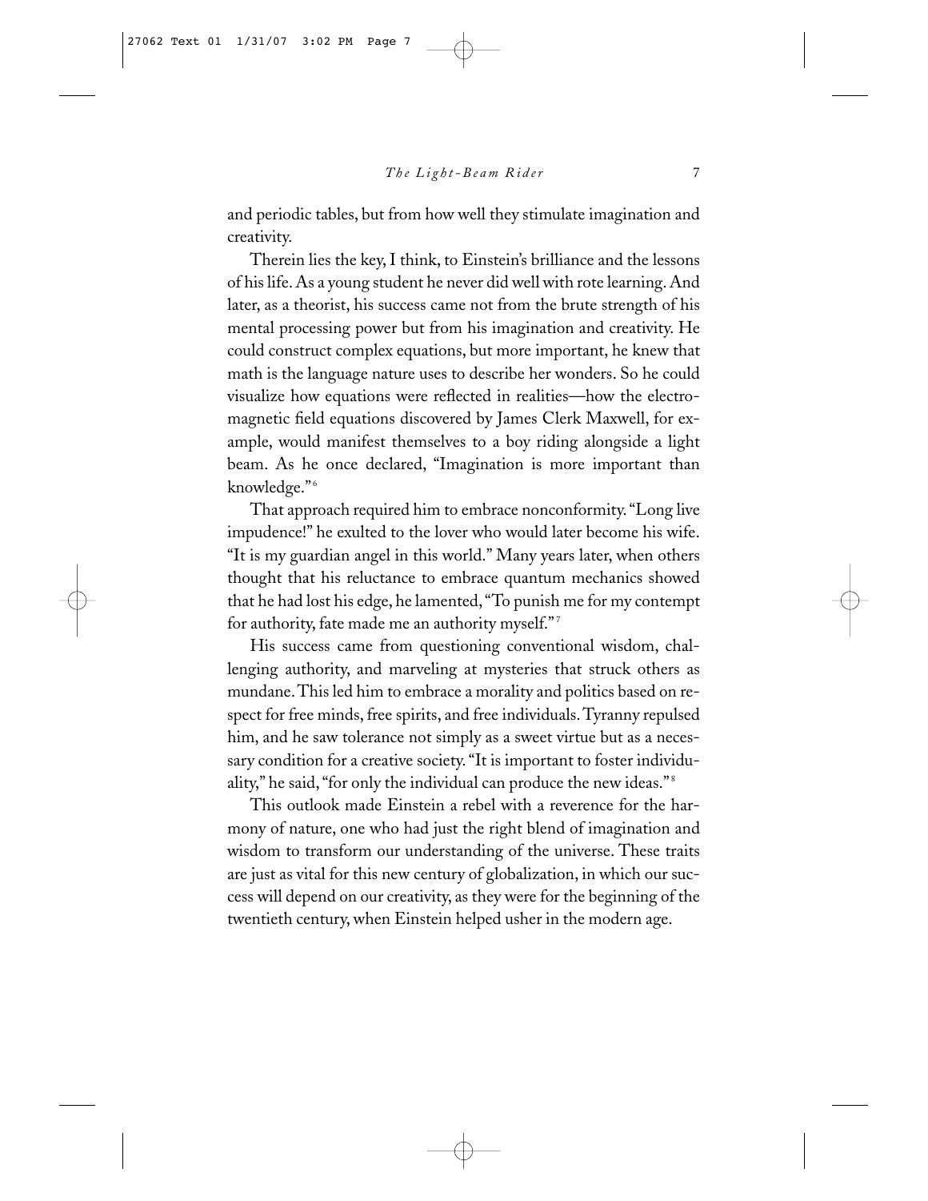and periodic tables, but from how well they stimulate imagination and creativity.

Therein lies the key, I think, to Einstein's brilliance and the lessons of his life. As a young student he never did well with rote learning. And later, as a theorist, his success came not from the brute strength of his mental processing power but from his imagination and creativity. He could construct complex equations, but more important, he knew that math is the language nature uses to describe her wonders. So he could visualize how equations were reflected in realities—how the electromagnetic field equations discovered by James Clerk Maxwell, for example, would manifest themselves to a boy riding alongside a light beam. As he once declared, "Imagination is more important than knowledge."[6]

That approach required him to embrace nonconformity. "Long live impudence!" he exulted to the lover who would later become his wife. "It is my guardian angel in this world." Many years later, when others thought that his reluctance to embrace quantum mechanics showed that he had lost his edge, he lamented, "To punish me for my contempt for authority, fate made me an authority myself."[7]

His success came from questioning conventional wisdom, challenging authority, and marveling at mysteries that struck others as mundane. This led him to embrace a morality and politics based on respect for free minds, free spirits, and free individuals. Tyranny repulsed him, and he saw tolerance not simply as a sweet virtue but as a necessary condition for a creative society. "It is important to foster individuality," he said, "for only the individual can produce the new ideas."[8]

This outlook made Einstein a rebel with a reverence for the harmony of nature, one who had just the right blend of imagination and wisdom to transform our understanding of the universe. These traits are just as vital for this new century of globalization, in which our success will depend on our creativity, as they were for the beginning of the twentieth century, when Einstein helped usher in the modern age.